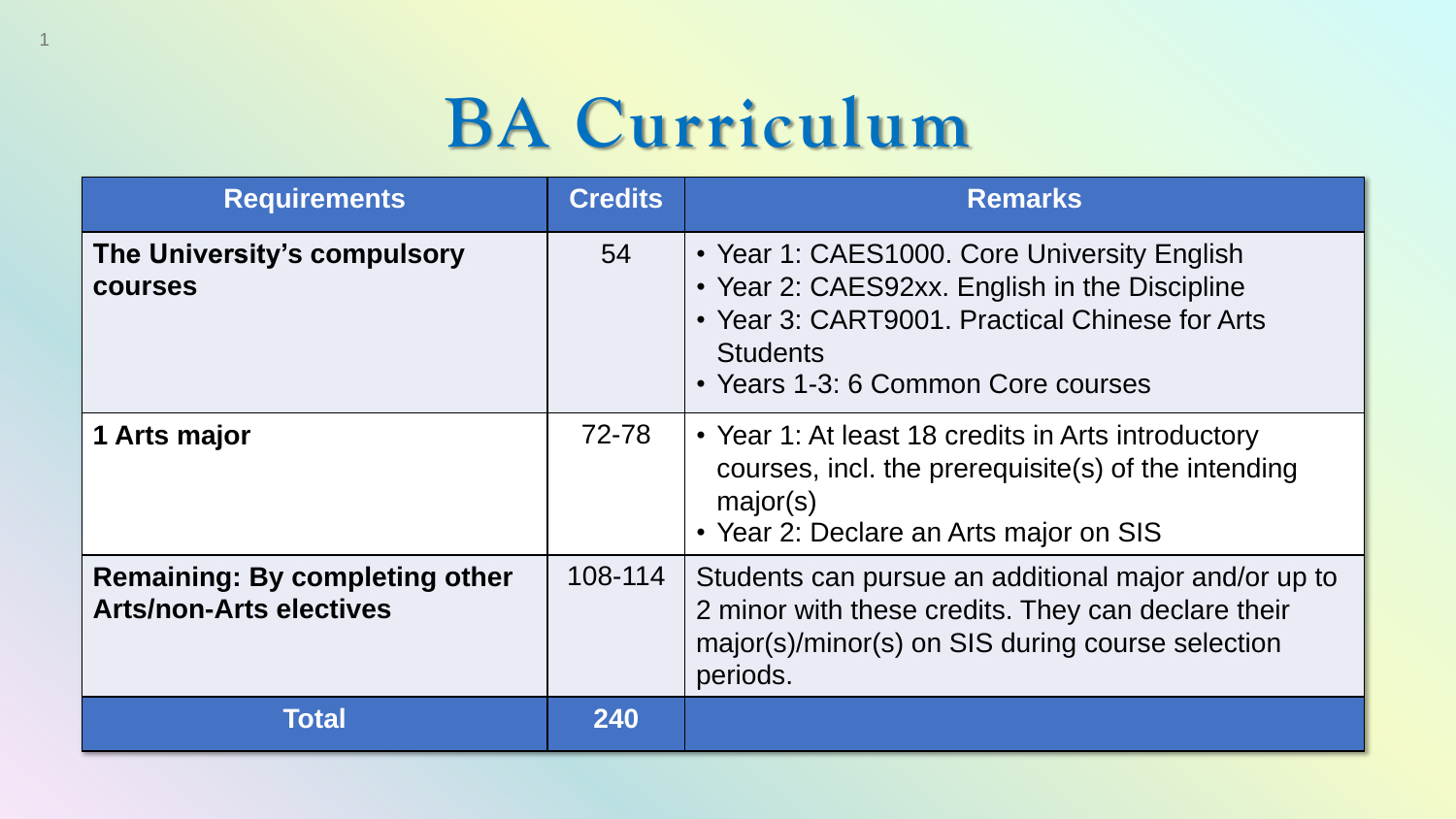# BA Curriculum

| Requirements | Credits | Remarks |
|---|---|---|
| **The University's compulsory courses** | 54 | • Year 1: CAES1000. Core University English<br>• Year 2: CAES92xx. English in the Discipline<br>• Year 3: CART9001. Practical Chinese for Arts Students<br>• Years 1-3: 6 Common Core courses |
| **1 Arts major** | 72-78 | • Year 1: At least 18 credits in Arts introductory courses, incl. the prerequisite(s) of the intending major(s)<br>• Year 2: Declare an Arts major on SIS |
| **Remaining: By completing other Arts/non-Arts electives** | 108-114 | Students can pursue an additional major and/or up to 2 minor with these credits. They can declare their major(s)/minor(s) on SIS during course selection periods. |
| **Total** | **240** | |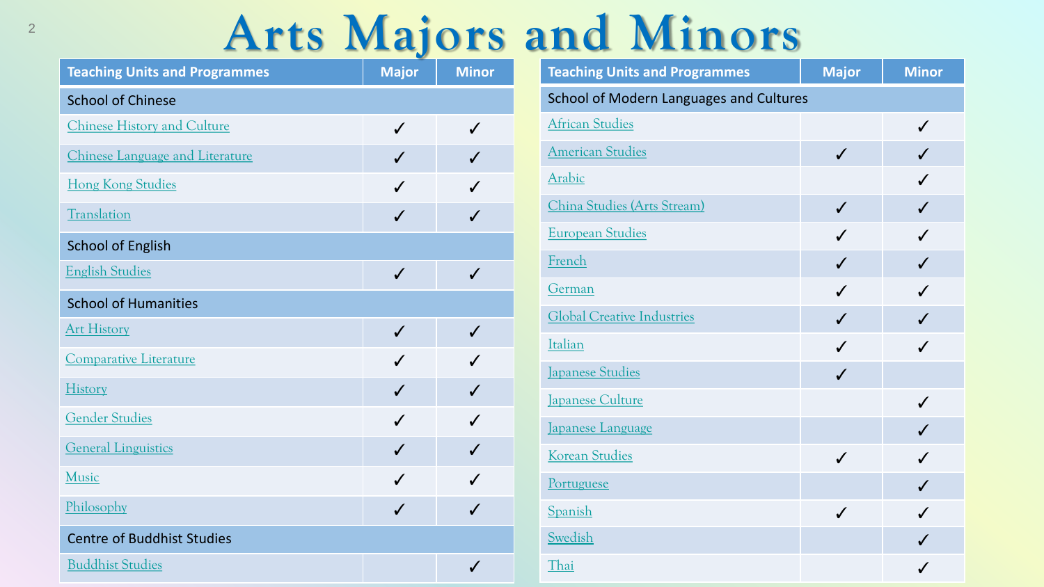# Arts Majors and Minors

| Teaching Units and Programmes | Major | Minor |
| --- | --- | --- |
| **School of Chinese** | | |
| Chinese History and Culture | ✓ | ✓ |
| Chinese Language and Literature | ✓ | ✓ |
| Hong Kong Studies | ✓ | ✓ |
| Translation | ✓ | ✓ |
| **School of English** | | |
| English Studies | ✓ | ✓ |
| **School of Humanities** | | |
| Art History | ✓ | ✓ |
| Comparative Literature | ✓ | ✓ |
| History | ✓ | ✓ |
| Gender Studies | ✓ | ✓ |
| General Linguistics | ✓ | ✓ |
| Music | ✓ | ✓ |
| Philosophy | ✓ | ✓ |
| **Centre of Buddhist Studies** | | |
| Buddhist Studies | | ✓ |

| Teaching Units and Programmes | Major | Minor |
| --- | --- | --- |
| **School of Modern Languages and Cultures** | | |
| African Studies | | ✓ |
| American Studies | ✓ | ✓ |
| Arabic | | ✓ |
| China Studies (Arts Stream) | ✓ | ✓ |
| European Studies | ✓ | ✓ |
| French | ✓ | ✓ |
| German | ✓ | ✓ |
| Global Creative Industries | ✓ | ✓ |
| Italian | ✓ | ✓ |
| Japanese Studies | ✓ | |
| Japanese Culture | | ✓ |
| Japanese Language | | ✓ |
| Korean Studies | ✓ | ✓ |
| Portuguese | | ✓ |
| Spanish | ✓ | ✓ |
| Swedish | | ✓ |
| Thai | | ✓ |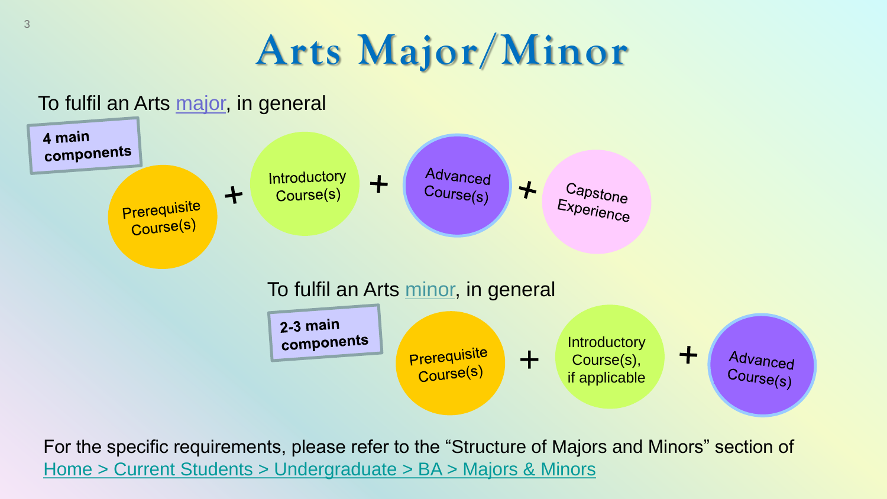# Arts Major/Minor

To fulfil an Arts major, in general

**4 main components**

Prerequisite Course(s) + Introductory Course(s) + Advanced Course(s) + Capstone Experience

To fulfil an Arts minor, in general

**2-3 main components**

Prerequisite Course(s) + Introductory Course(s), if applicable + Advanced Course(s)

For the specific requirements, please refer to the "Structure of Majors and Minors" section of Home > Current Students > Undergraduate > BA > Majors & Minors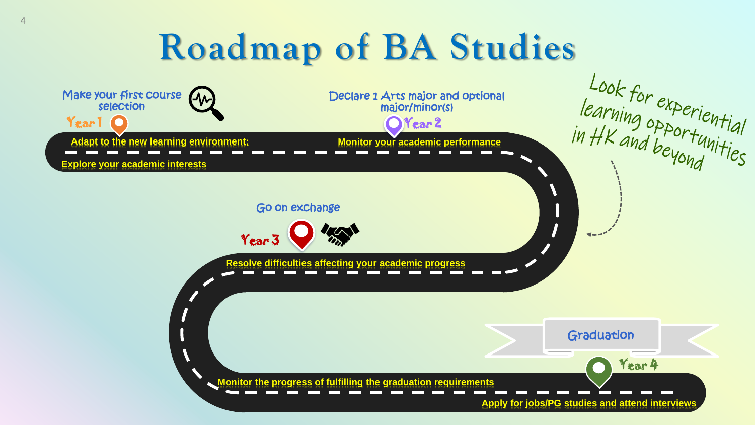# Roadmap of BA Studies

Make your first course selection

Year 1

Adapt to the new learning environment;

Explore your academic interests

Declare 1 Arts major and optional major/minor(s)

Year 2

Monitor your academic performance

Look for experiential learning opportunities in HK and beyond

Go on exchange

Year 3

Resolve difficulties affecting your academic progress

Graduation

Year 4

Monitor the progress of fulfilling the graduation requirements

Apply for jobs/PG studies and attend interviews